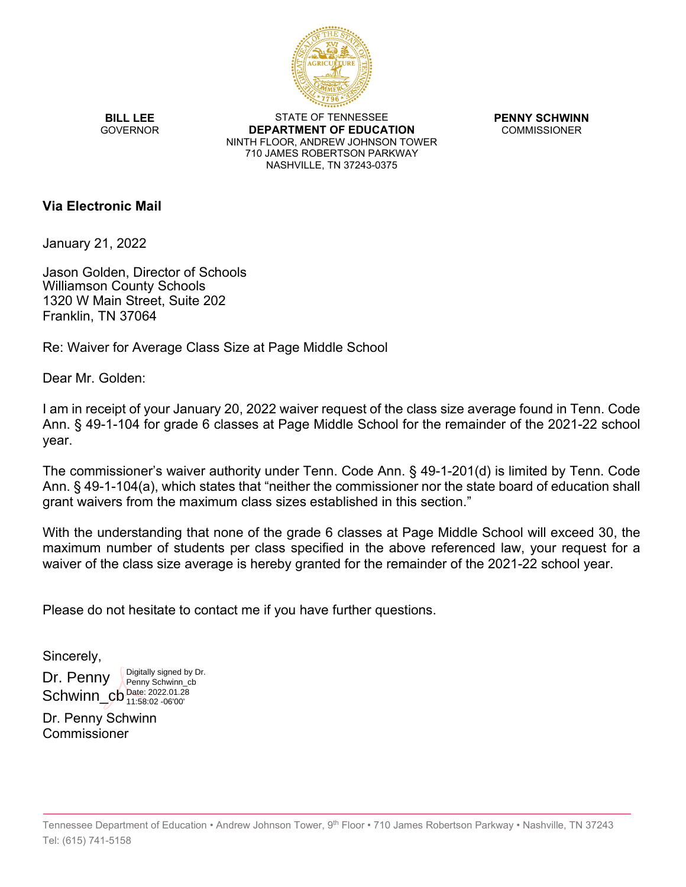**BILL LEE**
GOVERNOR

STATE OF TENNESSEE
**DEPARTMENT OF EDUCATION**
NINTH FLOOR, ANDREW JOHNSON TOWER
710 JAMES ROBERTSON PARKWAY
NASHVILLE, TN 37243-0375

**PENNY SCHWINN**
COMMISSIONER

**Via Electronic Mail**

January 21, 2022

Jason Golden, Director of Schools
Williamson County Schools
1320 W Main Street, Suite 202
Franklin, TN 37064

Re: Waiver for Average Class Size at Page Middle School

Dear Mr. Golden:

I am in receipt of your January 20, 2022 waiver request of the class size average found in Tenn. Code Ann. § 49-1-104 for grade 6 classes at Page Middle School for the remainder of the 2021-22 school year.

The commissioner's waiver authority under Tenn. Code Ann. § 49-1-201(d) is limited by Tenn. Code Ann. § 49-1-104(a), which states that "neither the commissioner nor the state board of education shall grant waivers from the maximum class sizes established in this section."

With the understanding that none of the grade 6 classes at Page Middle School will exceed 30, the maximum number of students per class specified in the above referenced law, your request for a waiver of the class size average is hereby granted for the remainder of the 2021-22 school year.

Please do not hesitate to contact me if you have further questions.

Sincerely,

Dr. Penny Schwinn_cb
Digitally signed by Dr. Penny Schwinn_cb
Date: 2022.01.28 11:58:02 -06'00'

Dr. Penny Schwinn
Commissioner

Tennessee Department of Education • Andrew Johnson Tower, 9th Floor • 710 James Robertson Parkway • Nashville, TN 37243
Tel: (615) 741-5158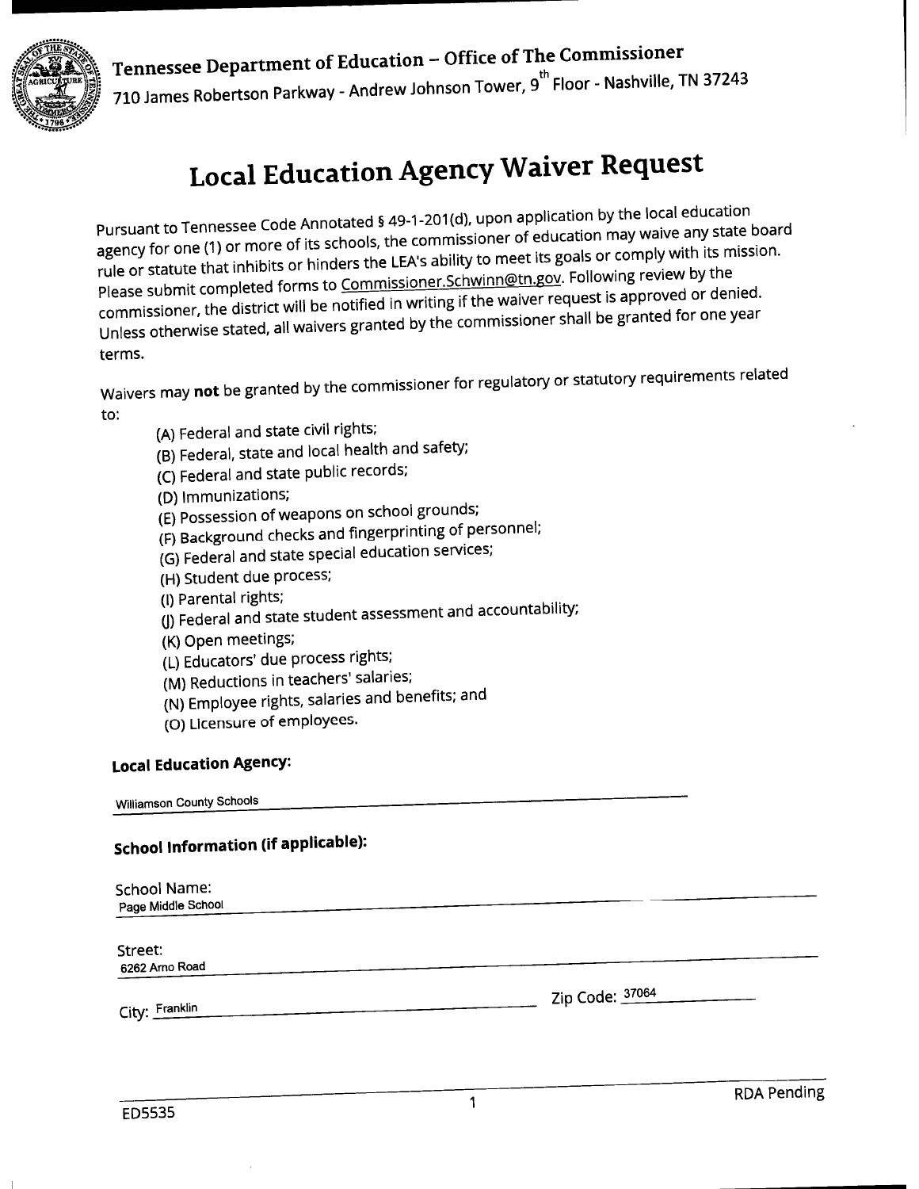Tennessee Department of Education – Office of The Commissioner

710 James Robertson Parkway - Andrew Johnson Tower, 9th Floor - Nashville, TN 37243

# Local Education Agency Waiver Request

Pursuant to Tennessee Code Annotated § 49-1-201(d), upon application by the local education agency for one (1) or more of its schools, the commissioner of education may waive any state board rule or statute that inhibits or hinders the LEA's ability to meet its goals or comply with its mission. Please submit completed forms to Commissioner.Schwinn@tn.gov. Following review by the commissioner, the district will be notified in writing if the waiver request is approved or denied. Unless otherwise stated, all waivers granted by the commissioner shall be granted for one year terms.

Waivers may **not** be granted by the commissioner for regulatory or statutory requirements related to:

- (A) Federal and state civil rights;
- (B) Federal, state and local health and safety;
- (C) Federal and state public records;
- (D) Immunizations;
- (E) Possession of weapons on school grounds;
- (F) Background checks and fingerprinting of personnel;
- (G) Federal and state special education services;
- (H) Student due process;
- (I) Parental rights;
- (J) Federal and state student assessment and accountability;
- (K) Open meetings;
- (L) Educators' due process rights;
- (M) Reductions in teachers' salaries;
- (N) Employee rights, salaries and benefits; and
- (O) Licensure of employees.

### Local Education Agency:

Williamson County Schools

### School Information (if applicable):

School Name: Page Middle School

Street: 6262 Arno Road

City: Franklin

Zip Code: 37064

ED5535

RDA Pending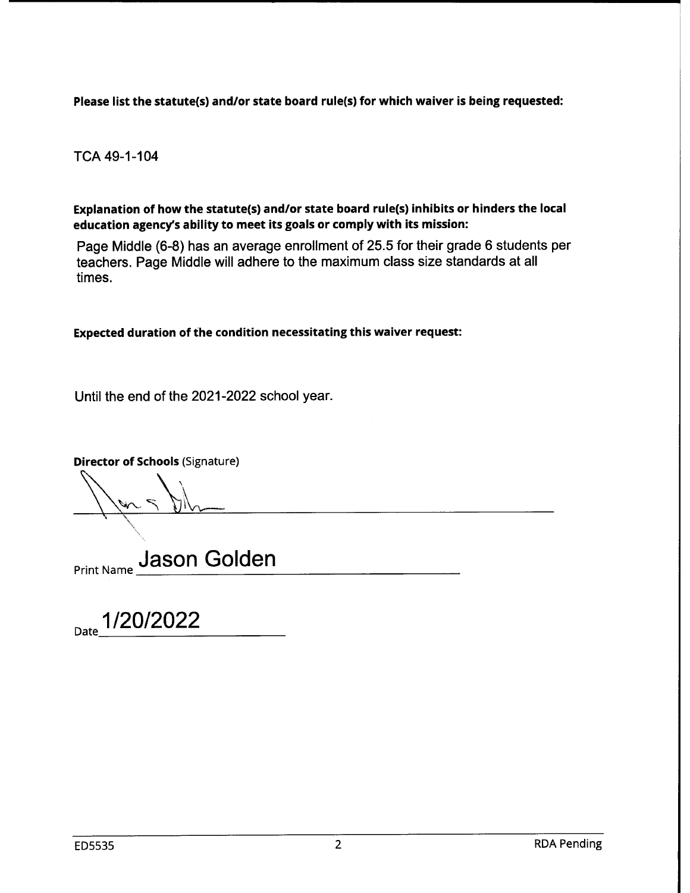**Please list the statute(s) and/or state board rule(s) for which waiver is being requested:**

TCA 49-1-104

**Explanation of how the statute(s) and/or state board rule(s) inhibits or hinders the local education agency's ability to meet its goals or comply with its mission:**

Page Middle (6-8) has an average enrollment of 25.5 for their grade 6 students per teachers. Page Middle will adhere to the maximum class size standards at all times.

**Expected duration of the condition necessitating this waiver request:**

Until the end of the 2021-2022 school year.

**Director of Schools** (Signature)

Print Name Jason Golden

Date 1/20/2022

ED5535 RDA Pending